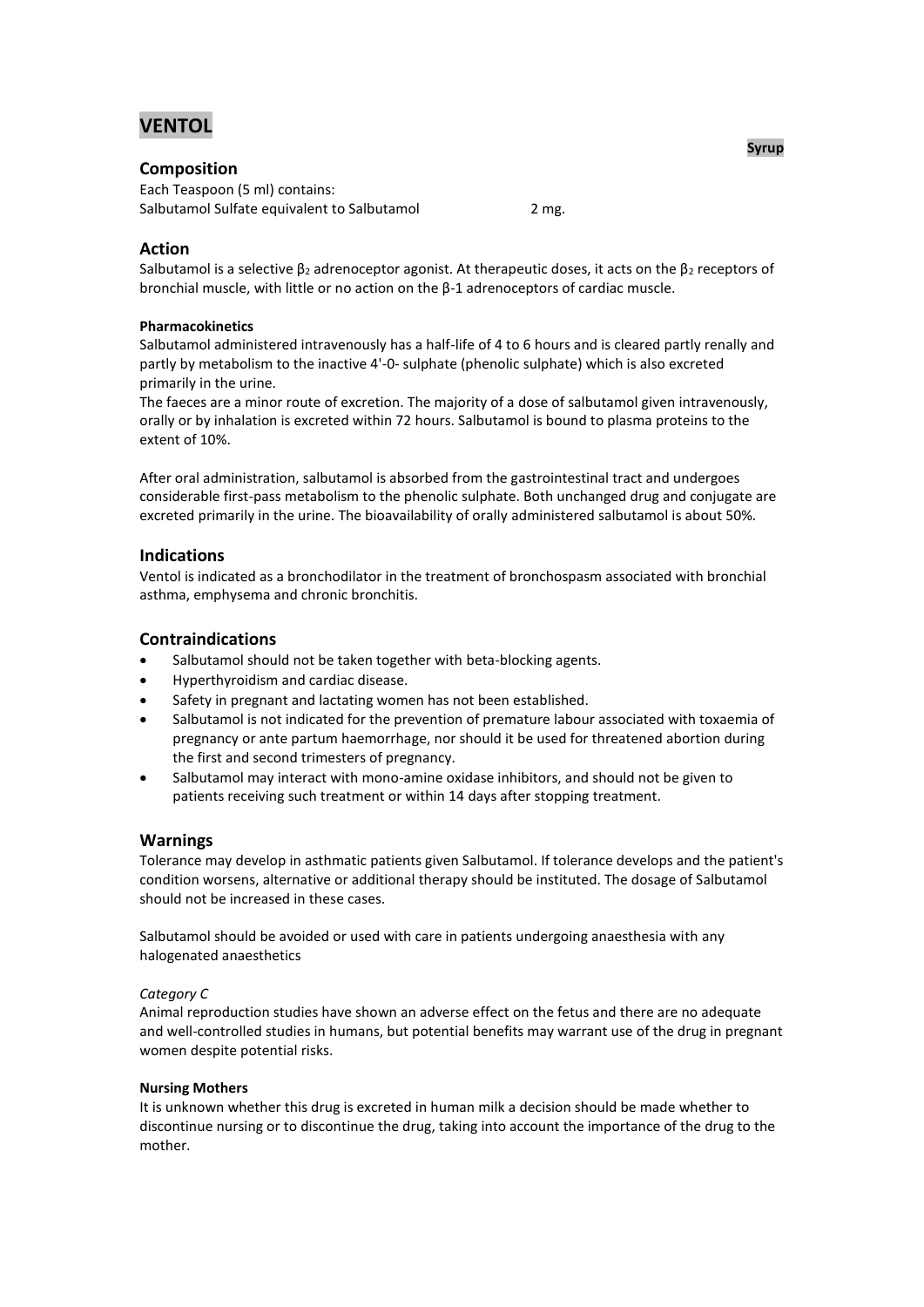# VENTOL

**Syrup**

## Composition

Each Teaspoon (5 ml) contains:
Salbutamol Sulfate equivalent to Salbutamol 2 mg.

## Action

Salbutamol is a selective $\beta_2$ adrenoceptor agonist. At therapeutic doses, it acts on the $\beta_2$ receptors of bronchial muscle, with little or no action on the β-1 adrenoceptors of cardiac muscle.

#### Pharmacokinetics

Salbutamol administered intravenously has a half-life of 4 to 6 hours and is cleared partly renally and partly by metabolism to the inactive 4'-0- sulphate (phenolic sulphate) which is also excreted primarily in the urine.
The faeces are a minor route of excretion. The majority of a dose of salbutamol given intravenously, orally or by inhalation is excreted within 72 hours. Salbutamol is bound to plasma proteins to the extent of 10%.

After oral administration, salbutamol is absorbed from the gastrointestinal tract and undergoes considerable first-pass metabolism to the phenolic sulphate. Both unchanged drug and conjugate are excreted primarily in the urine. The bioavailability of orally administered salbutamol is about 50%.

## Indications

Ventol is indicated as a bronchodilator in the treatment of bronchospasm associated with bronchial asthma, emphysema and chronic bronchitis.

## Contraindications

- Salbutamol should not be taken together with beta-blocking agents.
- Hyperthyroidism and cardiac disease.
- Safety in pregnant and lactating women has not been established.
- Salbutamol is not indicated for the prevention of premature labour associated with toxaemia of pregnancy or ante partum haemorrhage, nor should it be used for threatened abortion during the first and second trimesters of pregnancy.
- Salbutamol may interact with mono-amine oxidase inhibitors, and should not be given to patients receiving such treatment or within 14 days after stopping treatment.

## Warnings

Tolerance may develop in asthmatic patients given Salbutamol. If tolerance develops and the patient's condition worsens, alternative or additional therapy should be instituted. The dosage of Salbutamol should not be increased in these cases.

Salbutamol should be avoided or used with care in patients undergoing anaesthesia with any halogenated anaesthetics

*Category C*

Animal reproduction studies have shown an adverse effect on the fetus and there are no adequate and well-controlled studies in humans, but potential benefits may warrant use of the drug in pregnant women despite potential risks.

#### Nursing Mothers

It is unknown whether this drug is excreted in human milk a decision should be made whether to discontinue nursing or to discontinue the drug, taking into account the importance of the drug to the mother.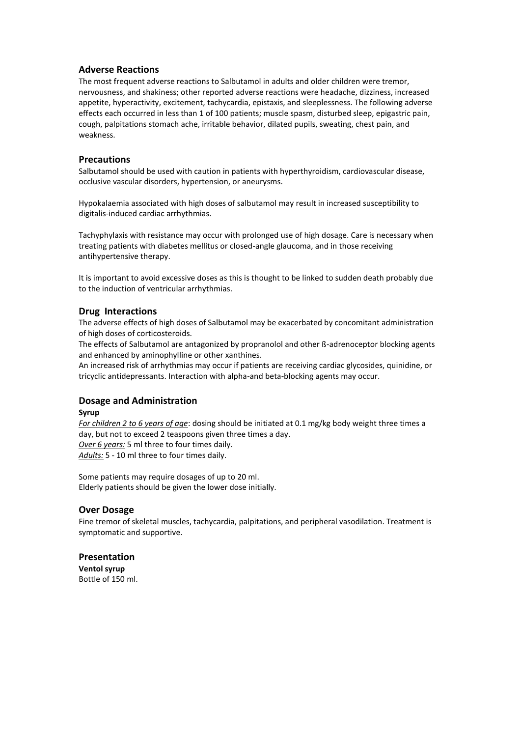## Adverse Reactions

The most frequent adverse reactions to Salbutamol in adults and older children were tremor, nervousness, and shakiness; other reported adverse reactions were headache, dizziness, increased appetite, hyperactivity, excitement, tachycardia, epistaxis, and sleeplessness. The following adverse effects each occurred in less than 1 of 100 patients; muscle spasm, disturbed sleep, epigastric pain, cough, palpitations stomach ache, irritable behavior, dilated pupils, sweating, chest pain, and weakness.

## Precautions

Salbutamol should be used with caution in patients with hyperthyroidism, cardiovascular disease, occlusive vascular disorders, hypertension, or aneurysms.

Hypokalaemia associated with high doses of salbutamol may result in increased susceptibility to digitalis-induced cardiac arrhythmias.

Tachyphylaxis with resistance may occur with prolonged use of high dosage. Care is necessary when treating patients with diabetes mellitus or closed-angle glaucoma, and in those receiving antihypertensive therapy.

It is important to avoid excessive doses as this is thought to be linked to sudden death probably due to the induction of ventricular arrhythmias.

## Drug Interactions

The adverse effects of high doses of Salbutamol may be exacerbated by concomitant administration of high doses of corticosteroids.
The effects of Salbutamol are antagonized by propranolol and other ß-adrenoceptor blocking agents and enhanced by aminophylline or other xanthines.
An increased risk of arrhythmias may occur if patients are receiving cardiac glycosides, quinidine, or tricyclic antidepressants. Interaction with alpha-and beta-blocking agents may occur.

## Dosage and Administration

**Syrup**

*For children 2 to 6 years of age*: dosing should be initiated at 0.1 mg/kg body weight three times a day, but not to exceed 2 teaspoons given three times a day.
*Over 6 years:* 5 ml three to four times daily.
*Adults:* 5 - 10 ml three to four times daily.

Some patients may require dosages of up to 20 ml.
Elderly patients should be given the lower dose initially.

## Over Dosage

Fine tremor of skeletal muscles, tachycardia, palpitations, and peripheral vasodilation. Treatment is symptomatic and supportive.

## Presentation

**Ventol syrup**
Bottle of 150 ml.